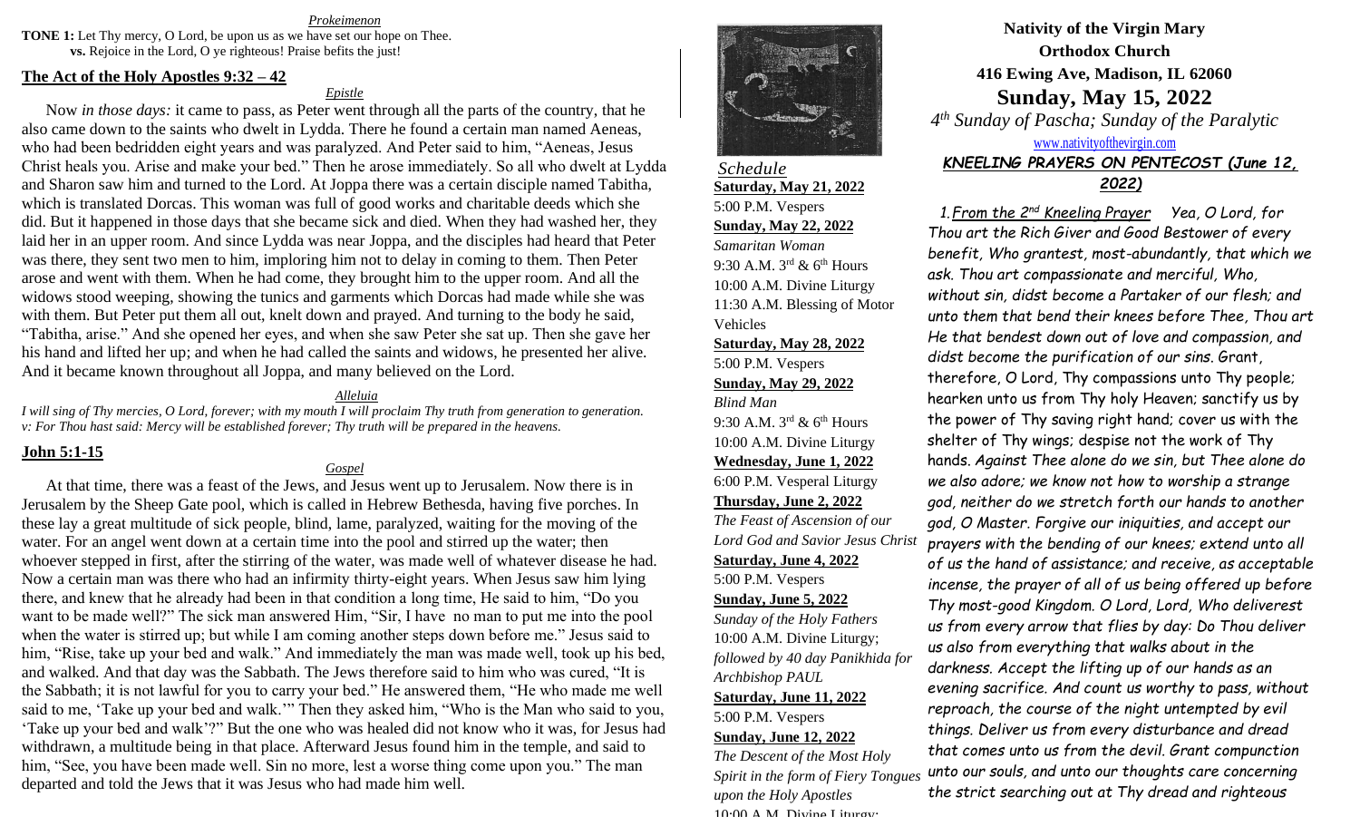*Prokeimenon*

**TONE 1:** Let Thy mercy, O Lord, be upon us as we have set our hope on Thee.
**vs.** Rejoice in the Lord, O ye righteous! Praise befits the just!

**The Act of the Holy Apostles 9:32 – 42**

*Epistle*

Now *in those days:* it came to pass, as Peter went through all the parts of the country, that he also came down to the saints who dwelt in Lydda. There he found a certain man named Aeneas, who had been bedridden eight years and was paralyzed. And Peter said to him, "Aeneas, Jesus Christ heals you. Arise and make your bed." Then he arose immediately. So all who dwelt at Lydda and Sharon saw him and turned to the Lord. At Joppa there was a certain disciple named Tabitha, which is translated Dorcas. This woman was full of good works and charitable deeds which she did. But it happened in those days that she became sick and died. When they had washed her, they laid her in an upper room. And since Lydda was near Joppa, and the disciples had heard that Peter was there, they sent two men to him, imploring him not to delay in coming to them. Then Peter arose and went with them. When he had come, they brought him to the upper room. And all the widows stood weeping, showing the tunics and garments which Dorcas had made while she was with them. But Peter put them all out, knelt down and prayed. And turning to the body he said, "Tabitha, arise." And she opened her eyes, and when she saw Peter she sat up. Then she gave her his hand and lifted her up; and when he had called the saints and widows, he presented her alive. And it became known throughout all Joppa, and many believed on the Lord.

*Alleluia*

*I will sing of Thy mercies, O Lord, forever; with my mouth I will proclaim Thy truth from generation to generation.*
*v: For Thou hast said: Mercy will be established forever; Thy truth will be prepared in the heavens.*

**John 5:1-15**

*Gospel*

At that time, there was a feast of the Jews, and Jesus went up to Jerusalem. Now there is in Jerusalem by the Sheep Gate pool, which is called in Hebrew Bethesda, having five porches. In these lay a great multitude of sick people, blind, lame, paralyzed, waiting for the moving of the water. For an angel went down at a certain time into the pool and stirred up the water; then whoever stepped in first, after the stirring of the water, was made well of whatever disease he had. Now a certain man was there who had an infirmity thirty-eight years. When Jesus saw him lying there, and knew that he already had been in that condition a long time, He said to him, "Do you want to be made well?" The sick man answered Him, "Sir, I have no man to put me into the pool when the water is stirred up; but while I am coming another steps down before me." Jesus said to him, "Rise, take up your bed and walk." And immediately the man was made well, took up his bed, and walked. And that day was the Sabbath. The Jews therefore said to him who was cured, "It is the Sabbath; it is not lawful for you to carry your bed." He answered them, "He who made me well said to me, 'Take up your bed and walk.'" Then they asked him, "Who is the Man who said to you, 'Take up your bed and walk'?" But the one who was healed did not know who it was, for Jesus had withdrawn, a multitude being in that place. Afterward Jesus found him in the temple, and said to him, "See, you have been made well. Sin no more, lest a worse thing come upon you." The man departed and told the Jews that it was Jesus who had made him well.

*Schedule*

**Saturday, May 21, 2022**
5:00 P.M. Vespers

**Sunday, May 22, 2022**
*Samaritan Woman*
9:30 A.M. 3rd & 6th Hours
10:00 A.M. Divine Liturgy
11:30 A.M. Blessing of Motor Vehicles

**Saturday, May 28, 2022**
5:00 P.M. Vespers

**Sunday, May 29, 2022**
*Blind Man*
9:30 A.M. 3rd & 6th Hours
10:00 A.M. Divine Liturgy

**Wednesday, June 1, 2022**
6:00 P.M. Vesperal Liturgy

**Thursday, June 2, 2022**
*The Feast of Ascension of our Lord God and Savior Jesus Christ*

**Saturday, June 4, 2022**
5:00 P.M. Vespers

**Sunday, June 5, 2022**
*Sunday of the Holy Fathers*
10:00 A.M. Divine Liturgy;
*followed by 40 day Panikhida for Archbishop PAUL*

**Saturday, June 11, 2022**
5:00 P.M. Vespers

**Sunday, June 12, 2022**
*The Descent of the Most Holy Spirit in the form of Fiery Tongues upon the Holy Apostles*
10:00 A.M. Divine Liturgy;

**Nativity of the Virgin Mary**
**Orthodox Church**
**416 Ewing Ave, Madison, IL 62060**

# Sunday, May 15, 2022

*4th Sunday of Pascha; Sunday of the Paralytic*

www.nativityofthevirgin.com

***KNEELING PRAYERS ON PENTECOST (June 12, 2022)***

*1. From the 2nd Kneeling Prayer* *Yea, O Lord, for Thou art the Rich Giver and Good Bestower of every benefit, Who grantest, most-abundantly, that which we ask. Thou art compassionate and merciful, Who, without sin, didst become a Partaker of our flesh; and unto them that bend their knees before Thee, Thou art He that bendest down out of love and compassion, and didst become the purification of our sins. Grant, therefore, O Lord, Thy compassions unto Thy people; hearken unto us from Thy holy Heaven; sanctify us by the power of Thy saving right hand; cover us with the shelter of Thy wings; despise not the work of Thy hands. Against Thee alone do we sin, but Thee alone do we also adore; we know not how to worship a strange god, neither do we stretch forth our hands to another god, O Master. Forgive our iniquities, and accept our prayers with the bending of our knees; extend unto all of us the hand of assistance; and receive, as acceptable incense, the prayer of all of us being offered up before Thy most-good Kingdom. O Lord, Lord, Who deliverest us from every arrow that flies by day: Do Thou deliver us also from everything that walks about in the darkness. Accept the lifting up of our hands as an evening sacrifice. And count us worthy to pass, without reproach, the course of the night untempted by evil things. Deliver us from every disturbance and dread that comes unto us from the devil. Grant compunction unto our souls, and unto our thoughts care concerning the strict searching out at Thy dread and righteous*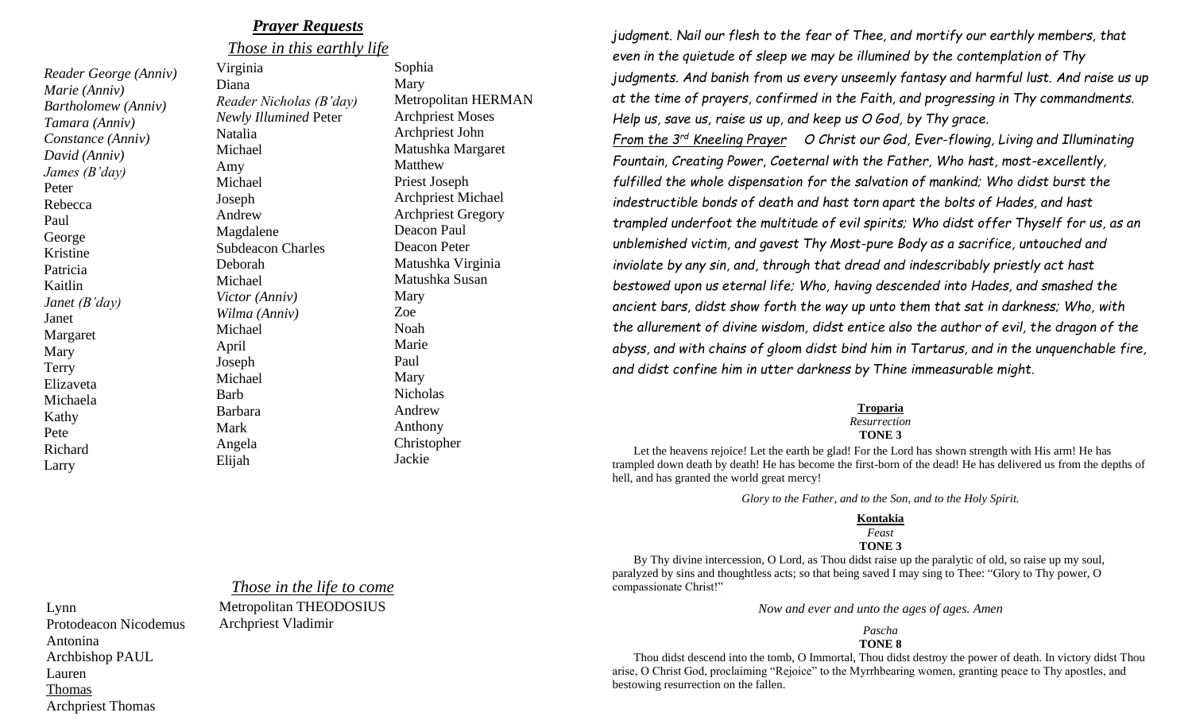## ***Prayer Requests***

*Those in this earthly life*

*Reader George (Anniv)*
*Marie (Anniv)*
*Bartholomew (Anniv)*
*Tamara (Anniv)*
*Constance (Anniv)*
*David (Anniv)*
*James (B'day)*
Peter
Rebecca
Paul
George
Kristine
Patricia
Kaitlin
*Janet (B'day)*
Janet
Margaret
Mary
Terry
Elizaveta
Michaela
Kathy
Pete
Richard
Larry

Virginia
Diana
*Reader Nicholas (B'day)*
*Newly Illumined* Peter
Natalia
Michael
Amy
Michael
Joseph
Andrew
Magdalene
Subdeacon Charles
Deborah
Michael
*Victor (Anniv)*
*Wilma (Anniv)*
Michael
April
Joseph
Michael
Barb
Barbara
Mark
Angela
Elijah

Sophia
Mary
Metropolitan HERMAN
Archpriest Moses
Archpriest John
Matushka Margaret
Matthew
Priest Joseph
Archpriest Michael
Archpriest Gregory
Deacon Paul
Deacon Peter
Matushka Virginia
Matushka Susan
Mary
Zoe
Noah
Marie
Paul
Mary
Nicholas
Andrew
Anthony
Christopher
Jackie

*Those in the life to come*

Lynn
Protodeacon Nicodemus
Antonina
Archbishop PAUL
Lauren
Thomas
Archpriest Thomas
Metropolitan THEODOSIUS
Archpriest Vladimir

*judgment. Nail our flesh to the fear of Thee, and mortify our earthly members, that even in the quietude of sleep we may be illumined by the contemplation of Thy judgments. And banish from us every unseemly fantasy and harmful lust. And raise us up at the time of prayers, confirmed in the Faith, and progressing in Thy commandments. Help us, save us, raise us up, and keep us O God, by Thy grace.*

*From the 3rd Kneeling Prayer* *O Christ our God, Ever-flowing, Living and Illuminating Fountain, Creating Power, Coeternal with the Father, Who hast, most-excellently, fulfilled the whole dispensation for the salvation of mankind; Who didst burst the indestructible bonds of death and hast torn apart the bolts of Hades, and hast trampled underfoot the multitude of evil spirits; Who didst offer Thyself for us, as an unblemished victim, and gavest Thy Most-pure Body as a sacrifice, untouched and inviolate by any sin, and, through that dread and indescribably priestly act hast bestowed upon us eternal life; Who, having descended into Hades, and smashed the ancient bars, didst show forth the way up unto them that sat in darkness; Who, with the allurement of divine wisdom, didst entice also the author of evil, the dragon of the abyss, and with chains of gloom didst bind him in Tartarus, and in the unquenchable fire, and didst confine him in utter darkness by Thine immeasurable might.*

**Troparia**
*Resurrection*
**TONE 3**

Let the heavens rejoice! Let the earth be glad! For the Lord has shown strength with His arm! He has trampled down death by death! He has become the first-born of the dead! He has delivered us from the depths of hell, and has granted the world great mercy!

*Glory to the Father, and to the Son, and to the Holy Spirit.*

**Kontakia**
*Feast*
**TONE 3**

By Thy divine intercession, O Lord, as Thou didst raise up the paralytic of old, so raise up my soul, paralyzed by sins and thoughtless acts; so that being saved I may sing to Thee: "Glory to Thy power, O compassionate Christ!"

*Now and ever and unto the ages of ages. Amen*

*Pascha*
**TONE 8**

Thou didst descend into the tomb, O Immortal, Thou didst destroy the power of death. In victory didst Thou arise, O Christ God, proclaiming "Rejoice" to the Myrrhbearing women, granting peace to Thy apostles, and bestowing resurrection on the fallen.